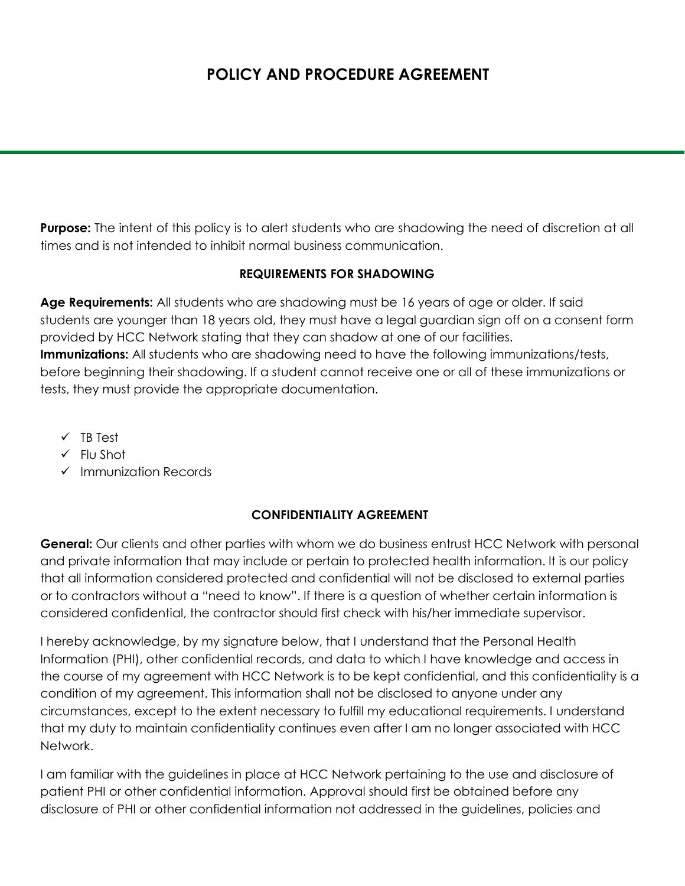# POLICY AND PROCEDURE AGREEMENT

**Purpose:** The intent of this policy is to alert students who are shadowing the need of discretion at all times and is not intended to inhibit normal business communication.

### REQUIREMENTS FOR SHADOWING

**Age Requirements:** All students who are shadowing must be 16 years of age or older. If said students are younger than 18 years old, they must have a legal guardian sign off on a consent form provided by HCC Network stating that they can shadow at one of our facilities.
**Immunizations:** All students who are shadowing need to have the following immunizations/tests, before beginning their shadowing. If a student cannot receive one or all of these immunizations or tests, they must provide the appropriate documentation.

- ✓ TB Test
- ✓ Flu Shot
- ✓ Immunization Records

### CONFIDENTIALITY AGREEMENT

**General:** Our clients and other parties with whom we do business entrust HCC Network with personal and private information that may include or pertain to protected health information. It is our policy that all information considered protected and confidential will not be disclosed to external parties or to contractors without a "need to know". If there is a question of whether certain information is considered confidential, the contractor should first check with his/her immediate supervisor.

I hereby acknowledge, by my signature below, that I understand that the Personal Health Information (PHI), other confidential records, and data to which I have knowledge and access in the course of my agreement with HCC Network is to be kept confidential, and this confidentiality is a condition of my agreement. This information shall not be disclosed to anyone under any circumstances, except to the extent necessary to fulfill my educational requirements. I understand that my duty to maintain confidentiality continues even after I am no longer associated with HCC Network.

I am familiar with the guidelines in place at HCC Network pertaining to the use and disclosure of patient PHI or other confidential information. Approval should first be obtained before any disclosure of PHI or other confidential information not addressed in the guidelines, policies and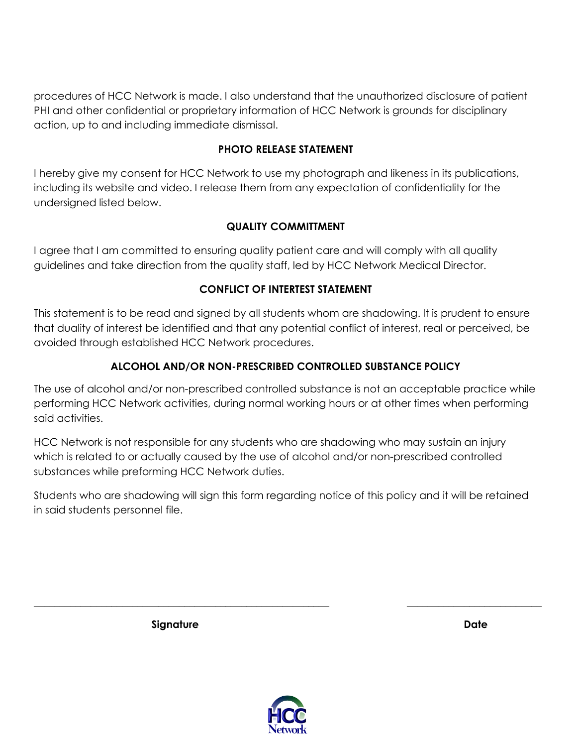procedures of HCC Network is made. I also understand that the unauthorized disclosure of patient PHI and other confidential or proprietary information of HCC Network is grounds for disciplinary action, up to and including immediate dismissal.

### PHOTO RELEASE STATEMENT

I hereby give my consent for HCC Network to use my photograph and likeness in its publications, including its website and video. I release them from any expectation of confidentiality for the undersigned listed below.

### QUALITY COMMITTMENT

I agree that I am committed to ensuring quality patient care and will comply with all quality guidelines and take direction from the quality staff, led by HCC Network Medical Director.

### CONFLICT OF INTERTEST STATEMENT

This statement is to be read and signed by all students whom are shadowing. It is prudent to ensure that duality of interest be identified and that any potential conflict of interest, real or perceived, be avoided through established HCC Network procedures.

### ALCOHOL AND/OR NON-PRESCRIBED CONTROLLED SUBSTANCE POLICY

The use of alcohol and/or non-prescribed controlled substance is not an acceptable practice while performing HCC Network activities, during normal working hours or at other times when performing said activities.

HCC Network is not responsible for any students who are shadowing who may sustain an injury which is related to or actually caused by the use of alcohol and/or non-prescribed controlled substances while preforming HCC Network duties.

Students who are shadowing will sign this form regarding notice of this policy and it will be retained in said students personnel file.

\_\_\_\_\_\_\_\_\_\_\_\_\_\_\_\_\_\_\_\_\_\_\_\_\_\_\_\_\_\_\_\_\_\_\_\_\_\_\_\_ &nbsp;&nbsp;&nbsp;&nbsp; \_\_\_\_\_\_\_\_\_\_\_\_\_\_\_\_\_\_\_\_

**Signature** &nbsp;&nbsp;&nbsp;&nbsp;&nbsp;&nbsp;&nbsp;&nbsp;&nbsp;&nbsp;&nbsp;&nbsp;&nbsp;&nbsp;&nbsp;&nbsp;&nbsp;&nbsp;&nbsp;&nbsp;&nbsp;&nbsp;&nbsp;&nbsp; **Date**